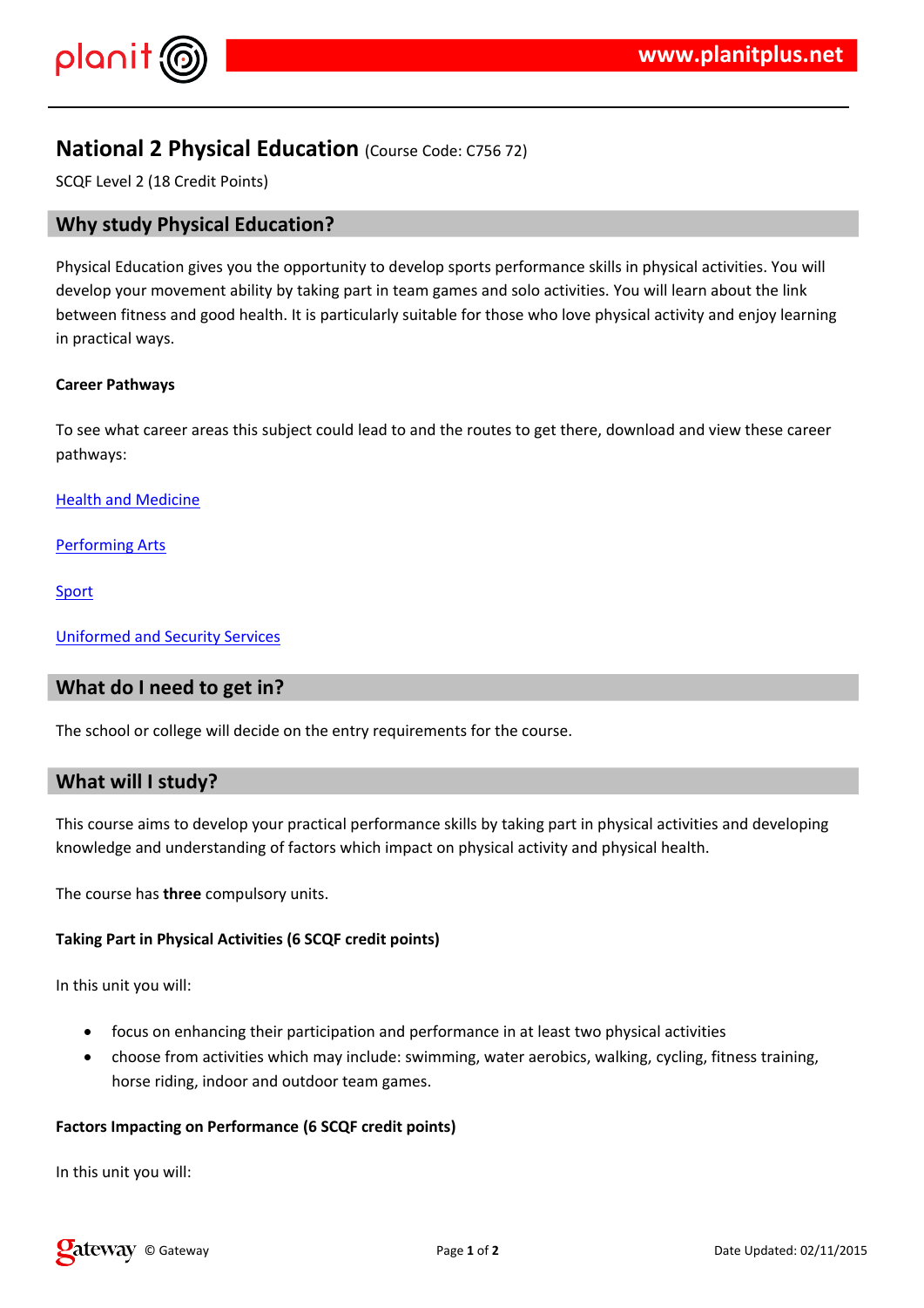# National 2 Physical Education (Course Code: C756 72)

SCQF Level 2 (18 Credit Points)

## Why study Physical Education?

Physical Education gives you the opportunity to develop sports performance skills in physical activities. You will develop your movement ability by taking part in team games and solo activities. You will learn about the link between fitness and good health. It is particularly suitable for those who love physical activity and enjoy learning in practical ways.

**Career Pathways**

To see what career areas this subject could lead to and the routes to get there, download and view these career pathways:

Health and Medicine

Performing Arts

Sport

Uniformed and Security Services

## What do I need to get in?

The school or college will decide on the entry requirements for the course.

## What will I study?

This course aims to develop your practical performance skills by taking part in physical activities and developing knowledge and understanding of factors which impact on physical activity and physical health.

The course has **three** compulsory units.

**Taking Part in Physical Activities (6 SCQF credit points)**

In this unit you will:

- focus on enhancing their participation and performance in at least two physical activities
- choose from activities which may include: swimming, water aerobics, walking, cycling, fitness training, horse riding, indoor and outdoor team games.

**Factors Impacting on Performance (6 SCQF credit points)**

In this unit you will: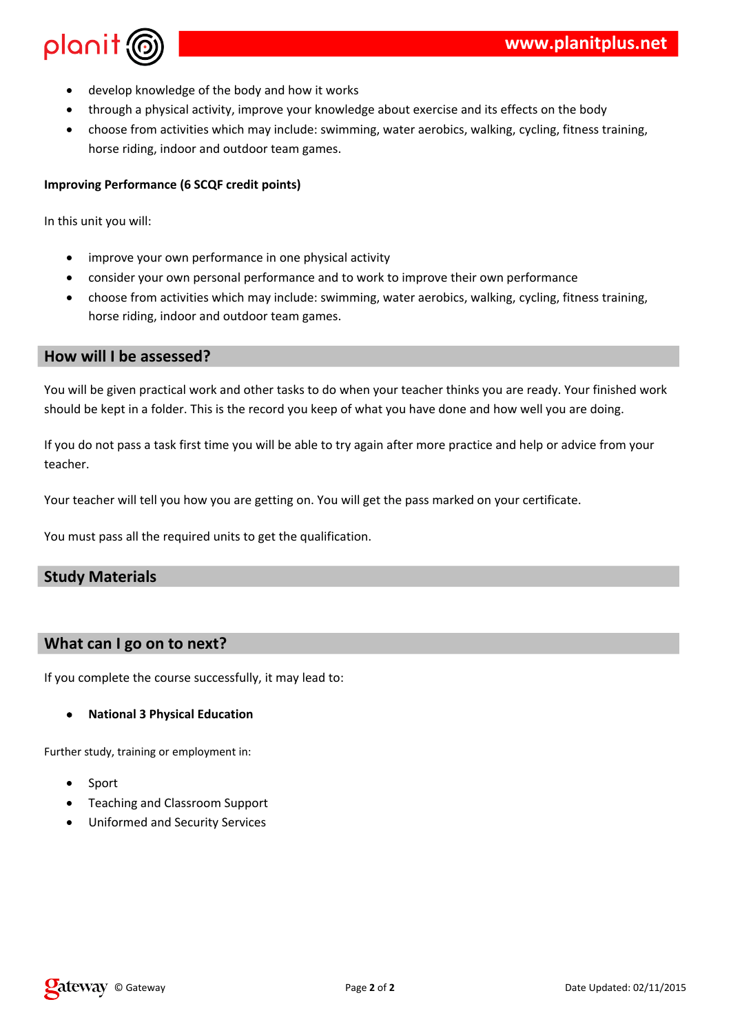- develop knowledge of the body and how it works
- through a physical activity, improve your knowledge about exercise and its effects on the body
- choose from activities which may include: swimming, water aerobics, walking, cycling, fitness training, horse riding, indoor and outdoor team games.

**Improving Performance (6 SCQF credit points)**

In this unit you will:

- improve your own performance in one physical activity
- consider your own personal performance and to work to improve their own performance
- choose from activities which may include: swimming, water aerobics, walking, cycling, fitness training, horse riding, indoor and outdoor team games.

## How will I be assessed?

You will be given practical work and other tasks to do when your teacher thinks you are ready. Your finished work should be kept in a folder. This is the record you keep of what you have done and how well you are doing.

If you do not pass a task first time you will be able to try again after more practice and help or advice from your teacher.

Your teacher will tell you how you are getting on. You will get the pass marked on your certificate.

You must pass all the required units to get the qualification.

## Study Materials

## What can I go on to next?

If you complete the course successfully, it may lead to:

- **National 3 Physical Education**

Further study, training or employment in:

- Sport
- Teaching and Classroom Support
- Uniformed and Security Services